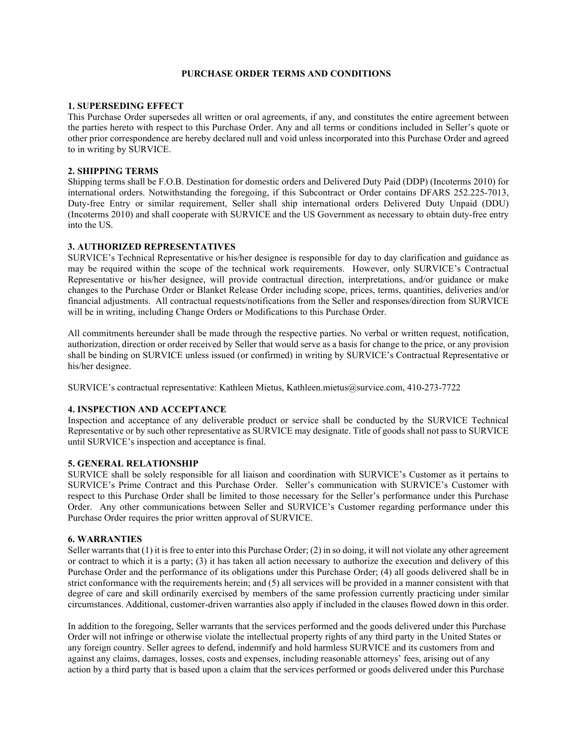# PURCHASE ORDER TERMS AND CONDITIONS

## 1. SUPERSEDING EFFECT

This Purchase Order supersedes all written or oral agreements, if any, and constitutes the entire agreement between the parties hereto with respect to this Purchase Order. Any and all terms or conditions included in Seller's quote or other prior correspondence are hereby declared null and void unless incorporated into this Purchase Order and agreed to in writing by SURVICE.

## 2. SHIPPING TERMS

Shipping terms shall be F.O.B. Destination for domestic orders and Delivered Duty Paid (DDP) (Incoterms 2010) for international orders. Notwithstanding the foregoing, if this Subcontract or Order contains DFARS 252.225-7013, Duty-free Entry or similar requirement, Seller shall ship international orders Delivered Duty Unpaid (DDU) (Incoterms 2010) and shall cooperate with SURVICE and the US Government as necessary to obtain duty-free entry into the US.

## 3. AUTHORIZED REPRESENTATIVES

SURVICE's Technical Representative or his/her designee is responsible for day to day clarification and guidance as may be required within the scope of the technical work requirements. However, only SURVICE's Contractual Representative or his/her designee, will provide contractual direction, interpretations, and/or guidance or make changes to the Purchase Order or Blanket Release Order including scope, prices, terms, quantities, deliveries and/or financial adjustments. All contractual requests/notifications from the Seller and responses/direction from SURVICE will be in writing, including Change Orders or Modifications to this Purchase Order.

All commitments hereunder shall be made through the respective parties. No verbal or written request, notification, authorization, direction or order received by Seller that would serve as a basis for change to the price, or any provision shall be binding on SURVICE unless issued (or confirmed) in writing by SURVICE's Contractual Representative or his/her designee.

SURVICE's contractual representative: Kathleen Mietus, Kathleen.mietus@survice.com, 410-273-7722

## 4. INSPECTION AND ACCEPTANCE

Inspection and acceptance of any deliverable product or service shall be conducted by the SURVICE Technical Representative or by such other representative as SURVICE may designate. Title of goods shall not pass to SURVICE until SURVICE's inspection and acceptance is final.

## 5. GENERAL RELATIONSHIP

SURVICE shall be solely responsible for all liaison and coordination with SURVICE's Customer as it pertains to SURVICE's Prime Contract and this Purchase Order. Seller's communication with SURVICE's Customer with respect to this Purchase Order shall be limited to those necessary for the Seller's performance under this Purchase Order. Any other communications between Seller and SURVICE's Customer regarding performance under this Purchase Order requires the prior written approval of SURVICE.

## 6. WARRANTIES

Seller warrants that (1) it is free to enter into this Purchase Order; (2) in so doing, it will not violate any other agreement or contract to which it is a party; (3) it has taken all action necessary to authorize the execution and delivery of this Purchase Order and the performance of its obligations under this Purchase Order; (4) all goods delivered shall be in strict conformance with the requirements herein; and (5) all services will be provided in a manner consistent with that degree of care and skill ordinarily exercised by members of the same profession currently practicing under similar circumstances. Additional, customer-driven warranties also apply if included in the clauses flowed down in this order.

In addition to the foregoing, Seller warrants that the services performed and the goods delivered under this Purchase Order will not infringe or otherwise violate the intellectual property rights of any third party in the United States or any foreign country. Seller agrees to defend, indemnify and hold harmless SURVICE and its customers from and against any claims, damages, losses, costs and expenses, including reasonable attorneys' fees, arising out of any action by a third party that is based upon a claim that the services performed or goods delivered under this Purchase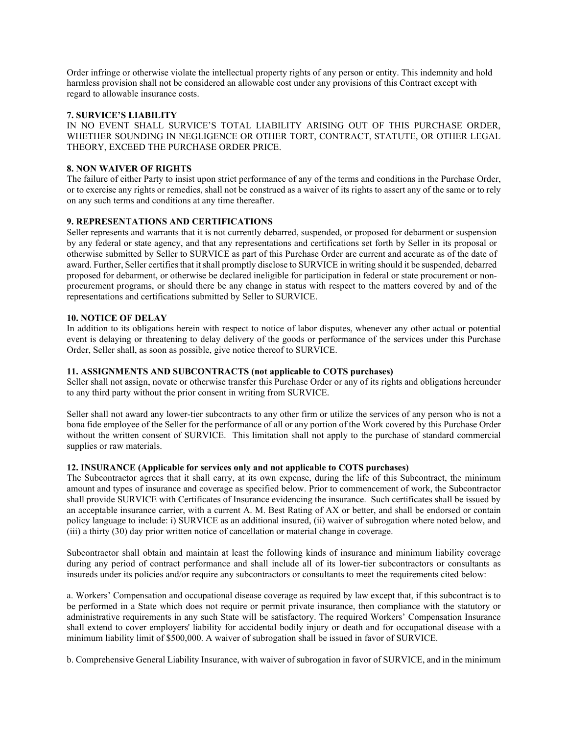Order infringe or otherwise violate the intellectual property rights of any person or entity. This indemnity and hold harmless provision shall not be considered an allowable cost under any provisions of this Contract except with regard to allowable insurance costs.

### 7. SURVICE'S LIABILITY

IN NO EVENT SHALL SURVICE'S TOTAL LIABILITY ARISING OUT OF THIS PURCHASE ORDER, WHETHER SOUNDING IN NEGLIGENCE OR OTHER TORT, CONTRACT, STATUTE, OR OTHER LEGAL THEORY, EXCEED THE PURCHASE ORDER PRICE.

### 8. NON WAIVER OF RIGHTS

The failure of either Party to insist upon strict performance of any of the terms and conditions in the Purchase Order, or to exercise any rights or remedies, shall not be construed as a waiver of its rights to assert any of the same or to rely on any such terms and conditions at any time thereafter.

### 9. REPRESENTATIONS AND CERTIFICATIONS

Seller represents and warrants that it is not currently debarred, suspended, or proposed for debarment or suspension by any federal or state agency, and that any representations and certifications set forth by Seller in its proposal or otherwise submitted by Seller to SURVICE as part of this Purchase Order are current and accurate as of the date of award. Further, Seller certifies that it shall promptly disclose to SURVICE in writing should it be suspended, debarred proposed for debarment, or otherwise be declared ineligible for participation in federal or state procurement or non-procurement programs, or should there be any change in status with respect to the matters covered by and of the representations and certifications submitted by Seller to SURVICE.

### 10. NOTICE OF DELAY

In addition to its obligations herein with respect to notice of labor disputes, whenever any other actual or potential event is delaying or threatening to delay delivery of the goods or performance of the services under this Purchase Order, Seller shall, as soon as possible, give notice thereof to SURVICE.

### 11. ASSIGNMENTS AND SUBCONTRACTS (not applicable to COTS purchases)

Seller shall not assign, novate or otherwise transfer this Purchase Order or any of its rights and obligations hereunder to any third party without the prior consent in writing from SURVICE.

Seller shall not award any lower-tier subcontracts to any other firm or utilize the services of any person who is not a bona fide employee of the Seller for the performance of all or any portion of the Work covered by this Purchase Order without the written consent of SURVICE. This limitation shall not apply to the purchase of standard commercial supplies or raw materials.

### 12. INSURANCE (Applicable for services only and not applicable to COTS purchases)

The Subcontractor agrees that it shall carry, at its own expense, during the life of this Subcontract, the minimum amount and types of insurance and coverage as specified below. Prior to commencement of work, the Subcontractor shall provide SURVICE with Certificates of Insurance evidencing the insurance. Such certificates shall be issued by an acceptable insurance carrier, with a current A. M. Best Rating of AX or better, and shall be endorsed or contain policy language to include: i) SURVICE as an additional insured, (ii) waiver of subrogation where noted below, and (iii) a thirty (30) day prior written notice of cancellation or material change in coverage.

Subcontractor shall obtain and maintain at least the following kinds of insurance and minimum liability coverage during any period of contract performance and shall include all of its lower-tier subcontractors or consultants as insureds under its policies and/or require any subcontractors or consultants to meet the requirements cited below:

a. Workers' Compensation and occupational disease coverage as required by law except that, if this subcontract is to be performed in a State which does not require or permit private insurance, then compliance with the statutory or administrative requirements in any such State will be satisfactory. The required Workers' Compensation Insurance shall extend to cover employers' liability for accidental bodily injury or death and for occupational disease with a minimum liability limit of $500,000. A waiver of subrogation shall be issued in favor of SURVICE.

b. Comprehensive General Liability Insurance, with waiver of subrogation in favor of SURVICE, and in the minimum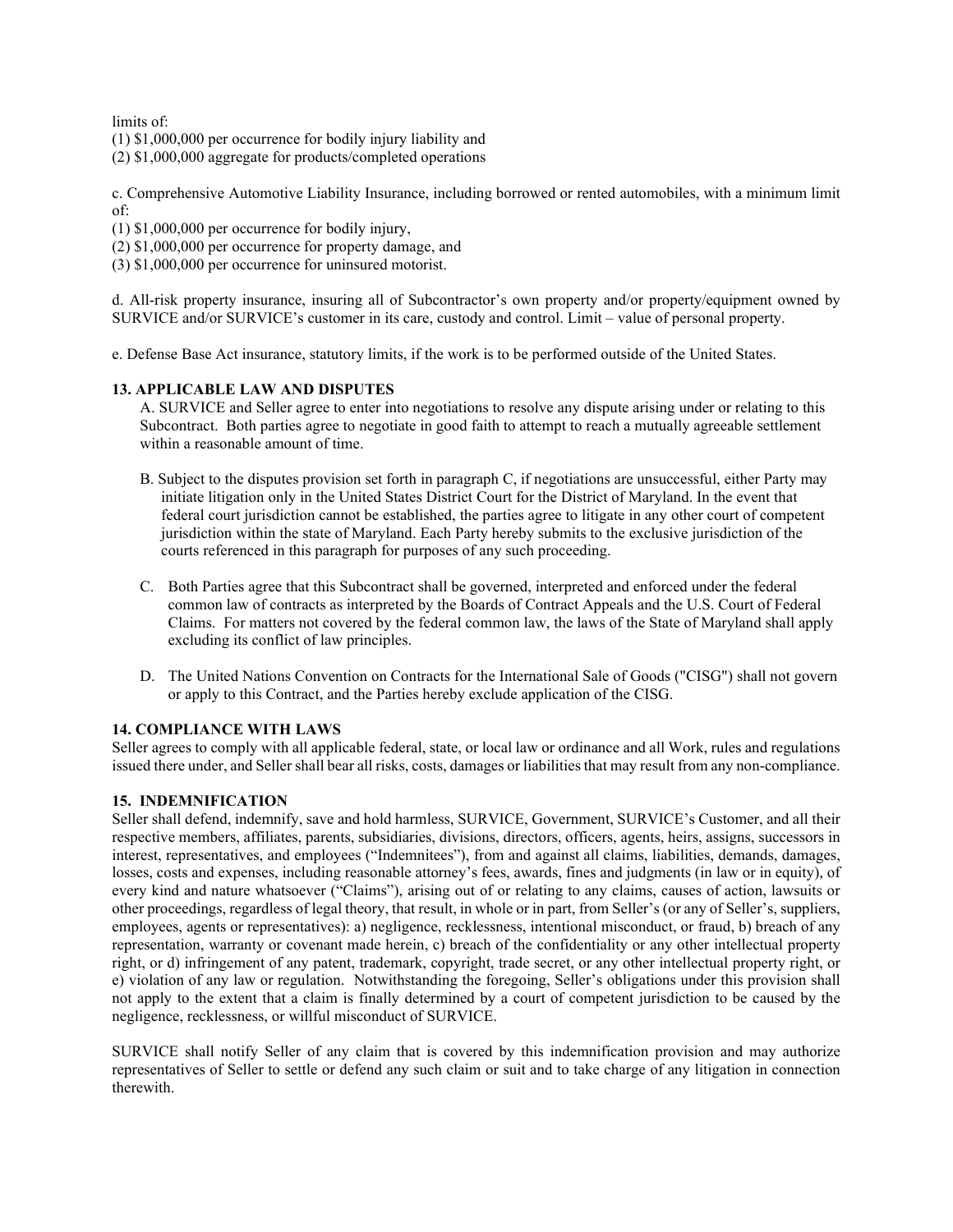limits of:

(1) $1,000,000 per occurrence for bodily injury liability and

(2) $1,000,000 aggregate for products/completed operations

c. Comprehensive Automotive Liability Insurance, including borrowed or rented automobiles, with a minimum limit of:

(1) $1,000,000 per occurrence for bodily injury,

(2) $1,000,000 per occurrence for property damage, and

(3) $1,000,000 per occurrence for uninsured motorist.

d. All-risk property insurance, insuring all of Subcontractor's own property and/or property/equipment owned by SURVICE and/or SURVICE's customer in its care, custody and control. Limit – value of personal property.

e. Defense Base Act insurance, statutory limits, if the work is to be performed outside of the United States.

**13. APPLICABLE LAW AND DISPUTES**

A. SURVICE and Seller agree to enter into negotiations to resolve any dispute arising under or relating to this Subcontract. Both parties agree to negotiate in good faith to attempt to reach a mutually agreeable settlement within a reasonable amount of time.

B. Subject to the disputes provision set forth in paragraph C, if negotiations are unsuccessful, either Party may initiate litigation only in the United States District Court for the District of Maryland. In the event that federal court jurisdiction cannot be established, the parties agree to litigate in any other court of competent jurisdiction within the state of Maryland. Each Party hereby submits to the exclusive jurisdiction of the courts referenced in this paragraph for purposes of any such proceeding.

C. Both Parties agree that this Subcontract shall be governed, interpreted and enforced under the federal common law of contracts as interpreted by the Boards of Contract Appeals and the U.S. Court of Federal Claims. For matters not covered by the federal common law, the laws of the State of Maryland shall apply excluding its conflict of law principles.

D. The United Nations Convention on Contracts for the International Sale of Goods ("CISG") shall not govern or apply to this Contract, and the Parties hereby exclude application of the CISG.

**14. COMPLIANCE WITH LAWS**

Seller agrees to comply with all applicable federal, state, or local law or ordinance and all Work, rules and regulations issued there under, and Seller shall bear all risks, costs, damages or liabilities that may result from any non-compliance.

**15. INDEMNIFICATION**

Seller shall defend, indemnify, save and hold harmless, SURVICE, Government, SURVICE's Customer, and all their respective members, affiliates, parents, subsidiaries, divisions, directors, officers, agents, heirs, assigns, successors in interest, representatives, and employees ("Indemnitees"), from and against all claims, liabilities, demands, damages, losses, costs and expenses, including reasonable attorney's fees, awards, fines and judgments (in law or in equity), of every kind and nature whatsoever ("Claims"), arising out of or relating to any claims, causes of action, lawsuits or other proceedings, regardless of legal theory, that result, in whole or in part, from Seller's (or any of Seller's, suppliers, employees, agents or representatives): a) negligence, recklessness, intentional misconduct, or fraud, b) breach of any representation, warranty or covenant made herein, c) breach of the confidentiality or any other intellectual property right, or d) infringement of any patent, trademark, copyright, trade secret, or any other intellectual property right, or e) violation of any law or regulation. Notwithstanding the foregoing, Seller's obligations under this provision shall not apply to the extent that a claim is finally determined by a court of competent jurisdiction to be caused by the negligence, recklessness, or willful misconduct of SURVICE.

SURVICE shall notify Seller of any claim that is covered by this indemnification provision and may authorize representatives of Seller to settle or defend any such claim or suit and to take charge of any litigation in connection therewith.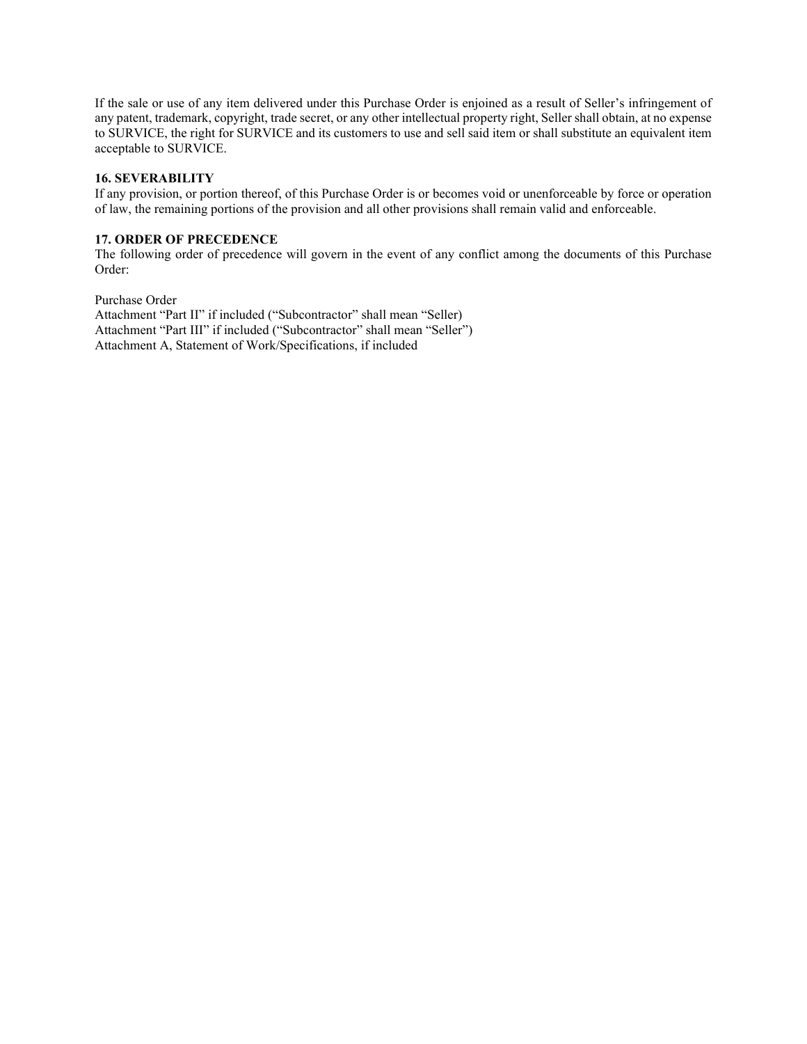If the sale or use of any item delivered under this Purchase Order is enjoined as a result of Seller's infringement of any patent, trademark, copyright, trade secret, or any other intellectual property right, Seller shall obtain, at no expense to SURVICE, the right for SURVICE and its customers to use and sell said item or shall substitute an equivalent item acceptable to SURVICE.

**16. SEVERABILITY**

If any provision, or portion thereof, of this Purchase Order is or becomes void or unenforceable by force or operation of law, the remaining portions of the provision and all other provisions shall remain valid and enforceable.

**17. ORDER OF PRECEDENCE**

The following order of precedence will govern in the event of any conflict among the documents of this Purchase Order:

Purchase Order
Attachment "Part II" if included ("Subcontractor" shall mean "Seller)
Attachment "Part III" if included ("Subcontractor" shall mean "Seller")
Attachment A, Statement of Work/Specifications, if included